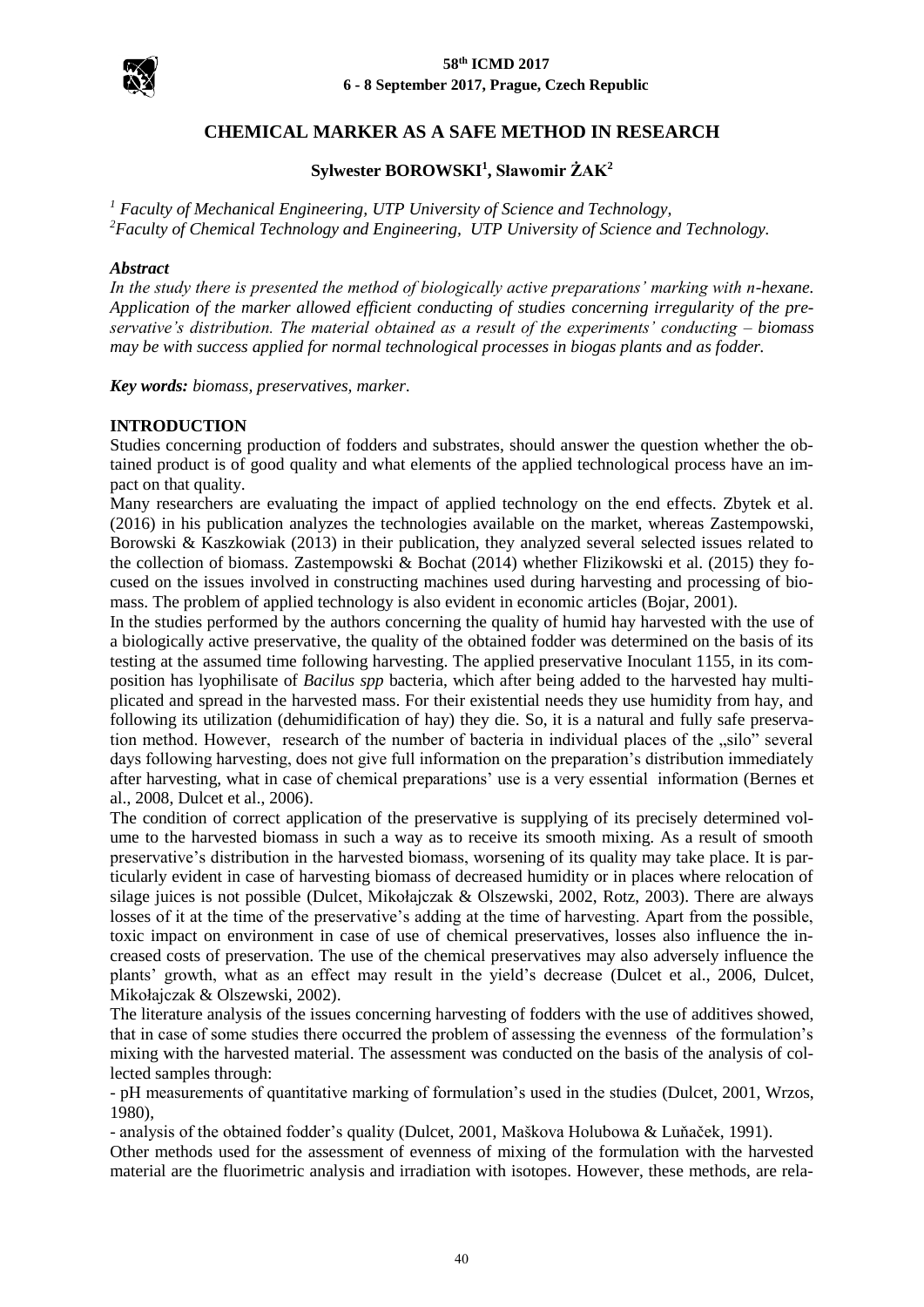# CHEMICAL MARKER AS A SAFE METHOD IN RESEARCH

**Sylwester BOROWSKI[1], Sławomir ŻAK[2]**

*[1] Faculty of Mechanical Engineering, UTP University of Science and Technology,*
*[2]Faculty of Chemical Technology and Engineering, UTP University of Science and Technology.*

***Abstract***

*In the study there is presented the method of biologically active preparations' marking with n-hexane. Application of the marker allowed efficient conducting of studies concerning irregularity of the preservative's distribution. The material obtained as a result of the experiments' conducting – biomass may be with success applied for normal technological processes in biogas plants and as fodder.*

***Key words:*** *biomass, preservatives, marker.*

## INTRODUCTION

Studies concerning production of fodders and substrates, should answer the question whether the obtained product is of good quality and what elements of the applied technological process have an impact on that quality.

Many researchers are evaluating the impact of applied technology on the end effects. Zbytek et al. (2016) in his publication analyzes the technologies available on the market, whereas Zastempowski, Borowski & Kaszkowiak (2013) in their publication, they analyzed several selected issues related to the collection of biomass. Zastempowski & Bochat (2014) whether Flizikowski et al. (2015) they focused on the issues involved in constructing machines used during harvesting and processing of biomass. The problem of applied technology is also evident in economic articles (Bojar, 2001).

In the studies performed by the authors concerning the quality of humid hay harvested with the use of a biologically active preservative, the quality of the obtained fodder was determined on the basis of its testing at the assumed time following harvesting. The applied preservative Inoculant 1155, in its composition has lyophilisate of *Bacilus spp* bacteria, which after being added to the harvested hay multiplicated and spread in the harvested mass. For their existential needs they use humidity from hay, and following its utilization (dehumidification of hay) they die. So, it is a natural and fully safe preservation method. However, research of the number of bacteria in individual places of the „silo" several days following harvesting, does not give full information on the preparation's distribution immediately after harvesting, what in case of chemical preparations' use is a very essential information (Bernes et al., 2008, Dulcet et al., 2006).

The condition of correct application of the preservative is supplying of its precisely determined volume to the harvested biomass in such a way as to receive its smooth mixing. As a result of smooth preservative's distribution in the harvested biomass, worsening of its quality may take place. It is particularly evident in case of harvesting biomass of decreased humidity or in places where relocation of silage juices is not possible (Dulcet, Mikołajczak & Olszewski, 2002, Rotz, 2003). There are always losses of it at the time of the preservative's adding at the time of harvesting. Apart from the possible, toxic impact on environment in case of use of chemical preservatives, losses also influence the increased costs of preservation. The use of the chemical preservatives may also adversely influence the plants' growth, what as an effect may result in the yield's decrease (Dulcet et al., 2006, Dulcet, Mikołajczak & Olszewski, 2002).

The literature analysis of the issues concerning harvesting of fodders with the use of additives showed, that in case of some studies there occurred the problem of assessing the evenness of the formulation's mixing with the harvested material. The assessment was conducted on the basis of the analysis of collected samples through:

- pH measurements of quantitative marking of formulation's used in the studies (Dulcet, 2001, Wrzos, 1980),
- analysis of the obtained fodder's quality (Dulcet, 2001, Maškova Holubowa & Luňaček, 1991).

Other methods used for the assessment of evenness of mixing of the formulation with the harvested material are the fluorimetric analysis and irradiation with isotopes. However, these methods, are rela-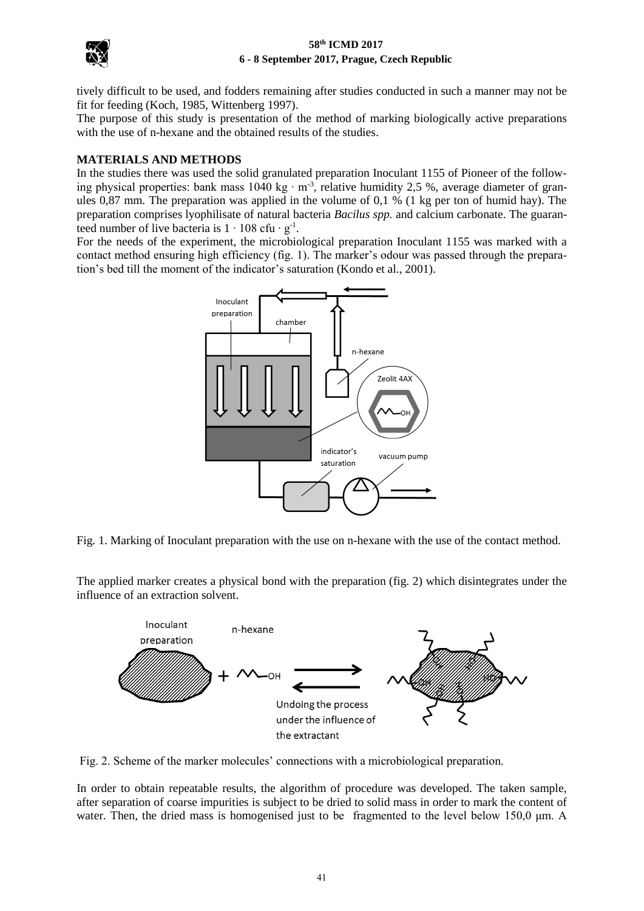tively difficult to be used, and fodders remaining after studies conducted in such a manner may not be fit for feeding (Koch, 1985, Wittenberg 1997).
The purpose of this study is presentation of the method of marking biologically active preparations with the use of n-hexane and the obtained results of the studies.

## MATERIALS AND METHODS

In the studies there was used the solid granulated preparation Inoculant 1155 of Pioneer of the following physical properties: bank mass 1040 kg $\cdot$ m$^{-3}$, relative humidity 2,5 %, average diameter of granules 0,87 mm. The preparation was applied in the volume of 0,1 % (1 kg per ton of humid hay). The preparation comprises lyophilisate of natural bacteria *Bacilus spp.* and calcium carbonate. The guaranteed number of live bacteria is $1 \cdot 108$ cfu $\cdot$ g$^{-1}$.
For the needs of the experiment, the microbiological preparation Inoculant 1155 was marked with a contact method ensuring high efficiency (fig. 1). The marker's odour was passed through the preparation's bed till the moment of the indicator's saturation (Kondo et al., 2001).

Fig. 1. Marking of Inoculant preparation with the use on n-hexane with the use of the contact method.

The applied marker creates a physical bond with the preparation (fig. 2) which disintegrates under the influence of an extraction solvent.

Fig. 2. Scheme of the marker molecules' connections with a microbiological preparation.

In order to obtain repeatable results, the algorithm of procedure was developed. The taken sample, after separation of coarse impurities is subject to be dried to solid mass in order to mark the content of water. Then, the dried mass is homogenised just to be fragmented to the level below 150,0 μm. A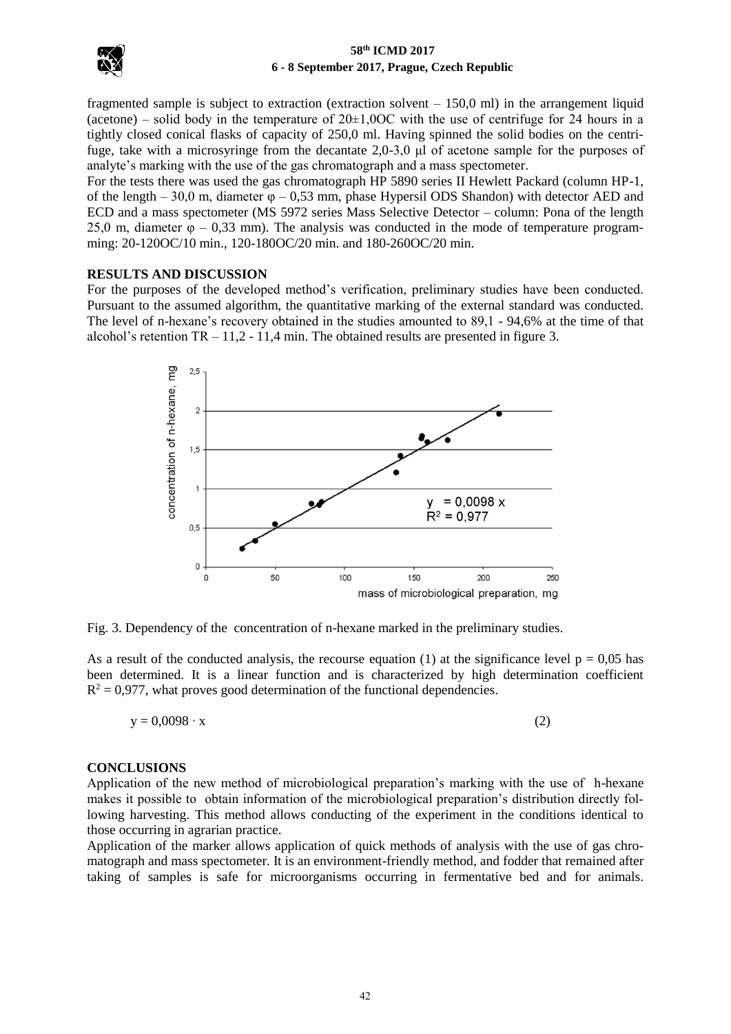fragmented sample is subject to extraction (extraction solvent – 150,0 ml) in the arrangement liquid (acetone) – solid body in the temperature of 20±1,0OC with the use of centrifuge for 24 hours in a tightly closed conical flasks of capacity of 250,0 ml. Having spinned the solid bodies on the centrifuge, take with a microsyringe from the decantate 2,0-3,0 μl of acetone sample for the purposes of analyte's marking with the use of the gas chromatograph and a mass spectometer.

For the tests there was used the gas chromatograph HP 5890 series II Hewlett Packard (column HP-1, of the length – 30,0 m, diameter φ – 0,53 mm, phase Hypersil ODS Shandon) with detector AED and ECD and a mass spectometer (MS 5972 series Mass Selective Detector – column: Pona of the length 25,0 m, diameter φ – 0,33 mm). The analysis was conducted in the mode of temperature programming: 20-120OC/10 min., 120-180OC/20 min. and 180-260OC/20 min.

## RESULTS AND DISCUSSION

For the purposes of the developed method's verification, preliminary studies have been conducted. Pursuant to the assumed algorithm, the quantitative marking of the external standard was conducted. The level of n-hexane's recovery obtained in the studies amounted to 89,1 - 94,6% at the time of that alcohol's retention TR – 11,2 - 11,4 min. The obtained results are presented in figure 3.

Fig. 3. Dependency of the concentration of n-hexane marked in the preliminary studies.

As a result of the conducted analysis, the recourse equation (1) at the significance level $p = 0,05$ has been determined. It is a linear function and is characterized by high determination coefficient $R^2 = 0,977$, what proves good determination of the functional dependencies.

$$y = 0,0098 \cdot x \qquad (2)$$

## CONCLUSIONS

Application of the new method of microbiological preparation's marking with the use of h-hexane makes it possible to obtain information of the microbiological preparation's distribution directly following harvesting. This method allows conducting of the experiment in the conditions identical to those occurring in agrarian practice.

Application of the marker allows application of quick methods of analysis with the use of gas chromatograph and mass spectometer. It is an environment-friendly method, and fodder that remained after taking of samples is safe for microorganisms occurring in fermentative bed and for animals.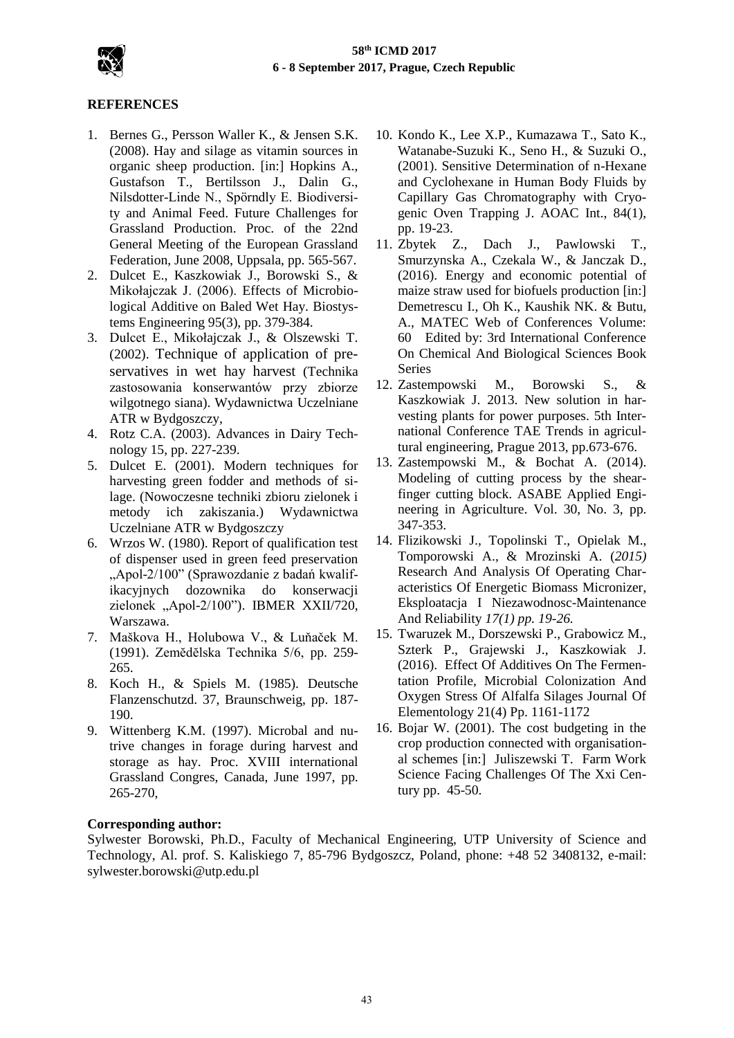## REFERENCES

1. Bernes G., Persson Waller K., & Jensen S.K. (2008). Hay and silage as vitamin sources in organic sheep production. [in:] Hopkins A., Gustafson T., Bertilsson J., Dalin G., Nilsdotter-Linde N., Spörndly E. Biodiversity and Animal Feed. Future Challenges for Grassland Production. Proc. of the 22nd General Meeting of the European Grassland Federation, June 2008, Uppsala, pp. 565-567.
2. Dulcet E., Kaszkowiak J., Borowski S., & Mikołajczak J. (2006). Effects of Microbiological Additive on Baled Wet Hay. Biostystems Engineering 95(3), pp. 379-384.
3. Dulcet E., Mikołajczak J., & Olszewski T. (2002). Technique of application of preservatives in wet hay harvest (Technika zastosowania konserwantów przy zbiorze wilgotnego siana). Wydawnictwa Uczelniane ATR w Bydgoszczy,
4. Rotz C.A. (2003). Advances in Dairy Technology 15, pp. 227-239.
5. Dulcet E. (2001). Modern techniques for harvesting green fodder and methods of silage. (Nowoczesne techniki zbioru zielonek i metody ich zakiszania.) Wydawnictwa Uczelniane ATR w Bydgoszczy
6. Wrzos W. (1980). Report of qualification test of dispenser used in green feed preservation „Apol-2/100" (Sprawozdanie z badań kwalifikacyjnych dozownika do konserwacji zielonek „Apol-2/100"). IBMER XXII/720, Warszawa.
7. Maškova H., Holubowa V., & Luňaček M. (1991). Zemědělska Technika 5/6, pp. 259-265.
8. Koch H., & Spiels M. (1985). Deutsche Flanzenschutzd. 37, Braunschweig, pp. 187-190.
9. Wittenberg K.M. (1997). Microbal and nutrive changes in forage during harvest and storage as hay. Proc. XVIII international Grassland Congres, Canada, June 1997, pp. 265-270,
10. Kondo K., Lee X.P., Kumazawa T., Sato K., Watanabe-Suzuki K., Seno H., & Suzuki O., (2001). Sensitive Determination of n-Hexane and Cyclohexane in Human Body Fluids by Capillary Gas Chromatography with Cryogenic Oven Trapping J. AOAC Int., 84(1), pp. 19-23.
11. Zbytek Z., Dach J., Pawlowski T., Smurzynska A., Czekala W., & Janczak D., (2016). Energy and economic potential of maize straw used for biofuels production [in:] Demetrescu I., Oh K., Kaushik NK. & Butu, A., MATEC Web of Conferences Volume: 60 Edited by: 3rd International Conference On Chemical And Biological Sciences Book Series
12. Zastempowski M., Borowski S., & Kaszkowiak J. 2013. New solution in harvesting plants for power purposes. 5th International Conference TAE Trends in agricultural engineering, Prague 2013, pp.673-676.
13. Zastempowski M., & Bochat A. (2014). Modeling of cutting process by the shear-finger cutting block. ASABE Applied Engineering in Agriculture. Vol. 30, No. 3, pp. 347-353.
14. Flizikowski J., Topolinski T., Opielak M., Tomporowski A., & Mrozinski A. (*2015)* Research And Analysis Of Operating Characteristics Of Energetic Biomass Micronizer, Eksploatacja I Niezawodnosc-Maintenance And Reliability *17(1) pp. 19-26.*
15. Twaruzek M., Dorszewski P., Grabowicz M., Szterk P., Grajewski J., Kaszkowiak J. (2016). Effect Of Additives On The Fermentation Profile, Microbial Colonization And Oxygen Stress Of Alfalfa Silages Journal Of Elementology 21(4) Pp. 1161-1172
16. Bojar W. (2001). The cost budgeting in the crop production connected with organisational schemes [in:] Juliszewski T. Farm Work Science Facing Challenges Of The Xxi Century pp. 45-50.

**Corresponding author:**

Sylwester Borowski, Ph.D., Faculty of Mechanical Engineering, UTP University of Science and Technology, Al. prof. S. Kaliskiego 7, 85-796 Bydgoszcz, Poland, phone: +48 52 3408132, e-mail: sylwester.borowski@utp.edu.pl